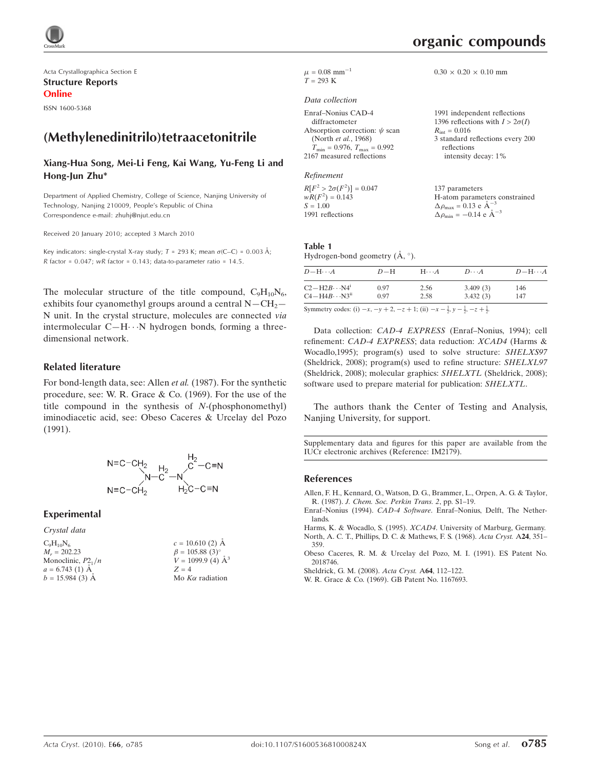Acta Crystallographica Section E

**Structure Reports Online**

ISSN 1600-5368

# (Methylenedinitrilo)tetraacetonitrile

**Xiang-Hua Song, Mei-Li Feng, Kai Wang, Yu-Feng Li and Hong-Jun Zhu***

Department of Applied Chemistry, College of Science, Nanjing University of Technology, Nanjing 210009, People's Republic of China
Correspondence e-mail: zhuhj@njut.edu.cn

Received 20 January 2010; accepted 3 March 2010

Key indicators: single-crystal X-ray study; $T$ = 293 K; mean $\sigma$(C–C) = 0.003 Å; $R$ factor = 0.047; $wR$ factor = 0.143; data-to-parameter ratio = 14.5.

The molecular structure of the title compound, $C_9H_{10}N_6$, exhibits four cyanomethyl groups around a central N—$CH_2$—N unit. In the crystal structure, molecules are connected *via* intermolecular C—H⋯N hydrogen bonds, forming a three-dimensional network.

## Related literature

For bond-length data, see: Allen *et al.* (1987). For the synthetic procedure, see: W. R. Grace & Co. (1969). For the use of the title compound in the synthesis of *N*-(phosphonomethyl) iminodiacetic acid, see: Obeso Caceres & Urcelay del Pozo (1991).

## Experimental

### Crystal data

$C_9H_{10}N_6$
$M_r$ = 202.23
Monoclinic, $P2_1/n$
$a$ = 6.743 (1) Å
$b$ = 15.984 (3) Å
$c$ = 10.610 (2) Å
$\beta$ = 105.88 (3)°
$V$ = 1099.9 (4) Å$^3$
$Z$ = 4
Mo $K\alpha$ radiation
$\mu$ = 0.08 mm$^{-1}$
$T$ = 293 K
0.30 × 0.20 × 0.10 mm

### Data collection

Enraf–Nonius CAD-4 diffractometer
Absorption correction: $\psi$ scan (North *et al.*, 1968)
$T_{min}$ = 0.976, $T_{max}$ = 0.992
2167 measured reflections
1991 independent reflections
1396 reflections with $I > 2\sigma(I)$
$R_{int}$ = 0.016
3 standard reflections every 200 reflections
intensity decay: 1%

### Refinement

$R[F^2 > 2\sigma(F^2)]$ = 0.047
$wR(F^2)$ = 0.143
$S$ = 1.00
1991 reflections
137 parameters
H-atom parameters constrained
$\Delta\rho_{max}$ = 0.13 e Å$^{-3}$
$\Delta\rho_{min}$ = −0.14 e Å$^{-3}$

**Table 1**
Hydrogen-bond geometry (Å, °).

| $D$—H⋯$A$ | $D$—H | H⋯$A$ | $D$⋯$A$ | $D$—H⋯$A$ |
|---|---|---|---|---|
| C2—H2$B$⋯N4$^{i}$ | 0.97 | 2.56 | 3.409 (3) | 146 |
| C4—H4$B$⋯N3$^{ii}$ | 0.97 | 2.58 | 3.432 (3) | 147 |

Symmetry codes: (i) $-x, -y+2, -z+1$; (ii) $-x-\frac{1}{2}, y-\frac{1}{2}, -z+\frac{1}{2}$.

Data collection: *CAD-4 EXPRESS* (Enraf–Nonius, 1994); cell refinement: *CAD-4 EXPRESS*; data reduction: *XCAD4* (Harms & Wocadlo,1995); program(s) used to solve structure: *SHELXS97* (Sheldrick, 2008); program(s) used to refine structure: *SHELXL97* (Sheldrick, 2008); molecular graphics: *SHELXTL* (Sheldrick, 2008); software used to prepare material for publication: *SHELXTL*.

The authors thank the Center of Testing and Analysis, Nanjing University, for support.

Supplementary data and figures for this paper are available from the IUCr electronic archives (Reference: IM2179).

## References

Allen, F. H., Kennard, O., Watson, D. G., Brammer, L., Orpen, A. G. & Taylor, R. (1987). *J. Chem. Soc. Perkin Trans. 2*, pp. S1–19.
Enraf–Nonius (1994). *CAD-4 Software*. Enraf–Nonius, Delft, The Netherlands.
Harms, K. & Wocadlo, S. (1995). *XCAD4*. University of Marburg, Germany.
North, A. C. T., Phillips, D. C. & Mathews, F. S. (1968). *Acta Cryst.* A**24**, 351–359.
Obeso Caceres, R. M. & Urcelay del Pozo, M. I. (1991). ES Patent No. 2018746.
Sheldrick, G. M. (2008). *Acta Cryst.* A**64**, 112–122.
W. R. Grace & Co. (1969). GB Patent No. 1167693.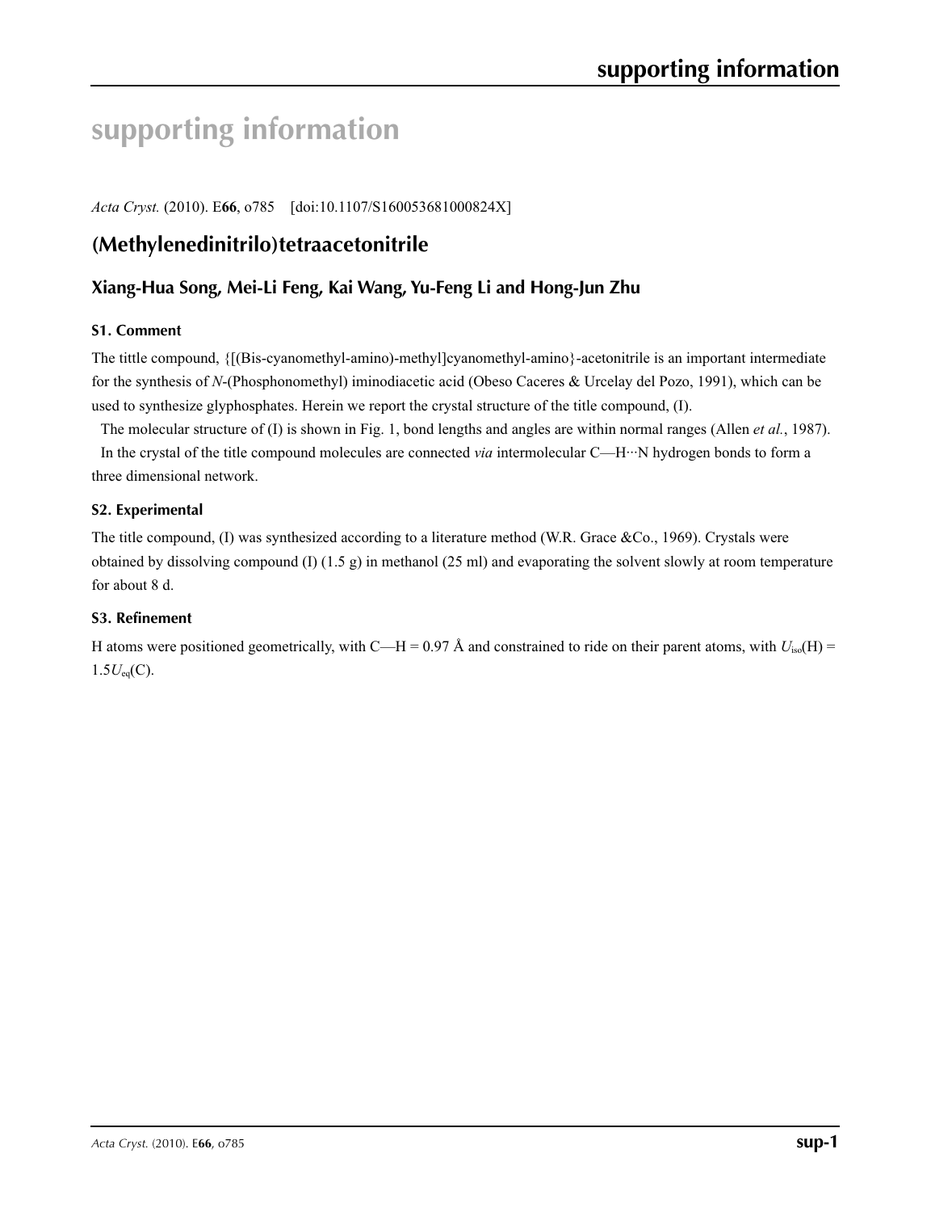# supporting information

*Acta Cryst.* (2010). E**66**, o785    [doi:10.1107/S160053681000824X]

## (Methylenedinitrilo)tetraacetonitrile

### Xiang-Hua Song, Mei-Li Feng, Kai Wang, Yu-Feng Li and Hong-Jun Zhu

#### S1. Comment

The tittle compound, {[(Bis-cyanomethyl-amino)-methyl]cyanomethyl-amino}-acetonitrile is an important intermediate for the synthesis of *N*-(Phosphonomethyl) iminodiacetic acid (Obeso Caceres & Urcelay del Pozo, 1991), which can be used to synthesize glyphosphates. Herein we report the crystal structure of the title compound, (I).

The molecular structure of (I) is shown in Fig. 1, bond lengths and angles are within normal ranges (Allen *et al.*, 1987).

In the crystal of the title compound molecules are connected *via* intermolecular C—H···N hydrogen bonds to form a three dimensional network.

#### S2. Experimental

The title compound, (I) was synthesized according to a literature method (W.R. Grace &Co., 1969). Crystals were obtained by dissolving compound (I) (1.5 g) in methanol (25 ml) and evaporating the solvent slowly at room temperature for about 8 d.

#### S3. Refinement

H atoms were positioned geometrically, with C—H = 0.97 Å and constrained to ride on their parent atoms, with $U_{iso}$(H) = $1.5U_{eq}$(C).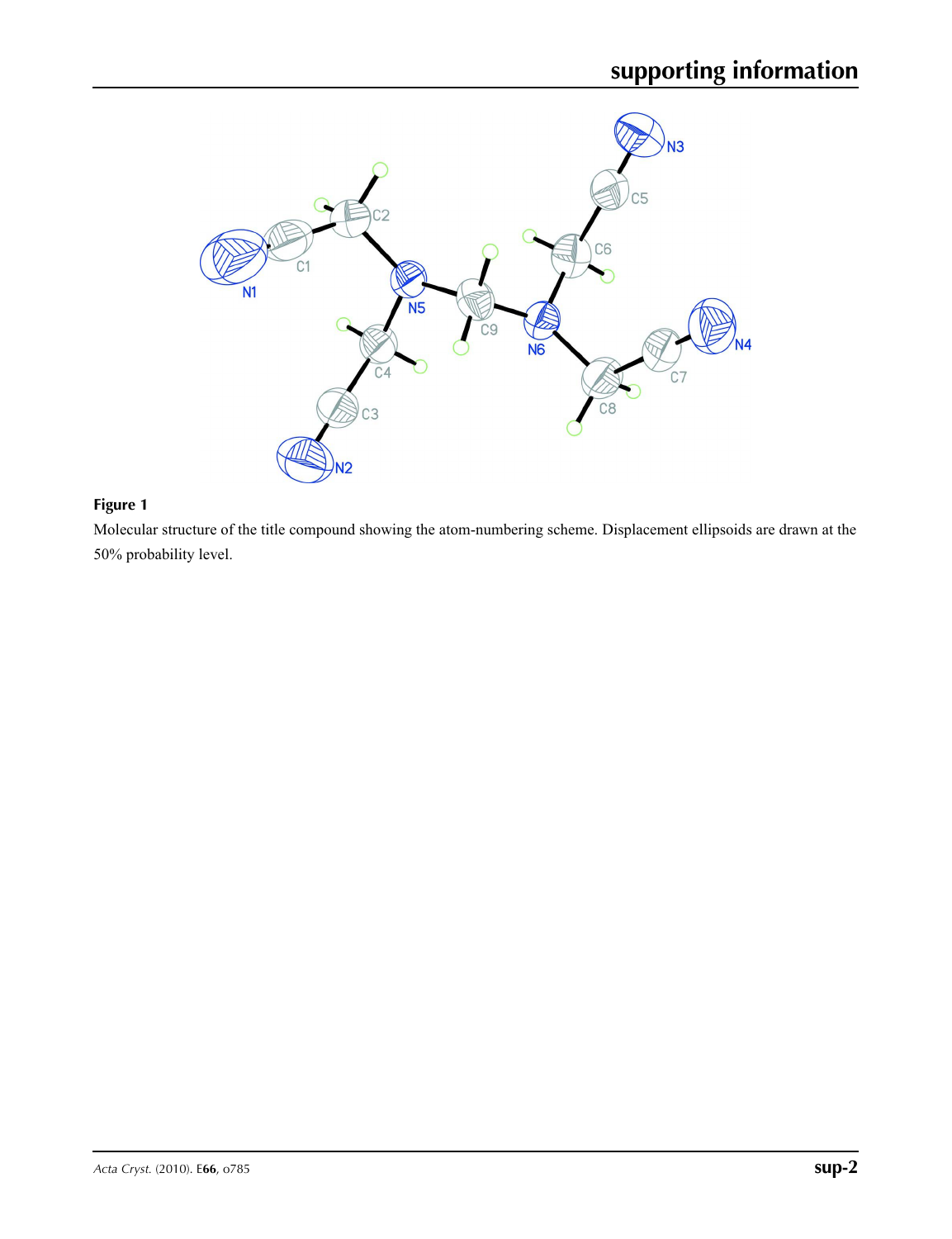**Figure 1**

Molecular structure of the title compound showing the atom-numbering scheme. Displacement ellipsoids are drawn at the 50% probability level.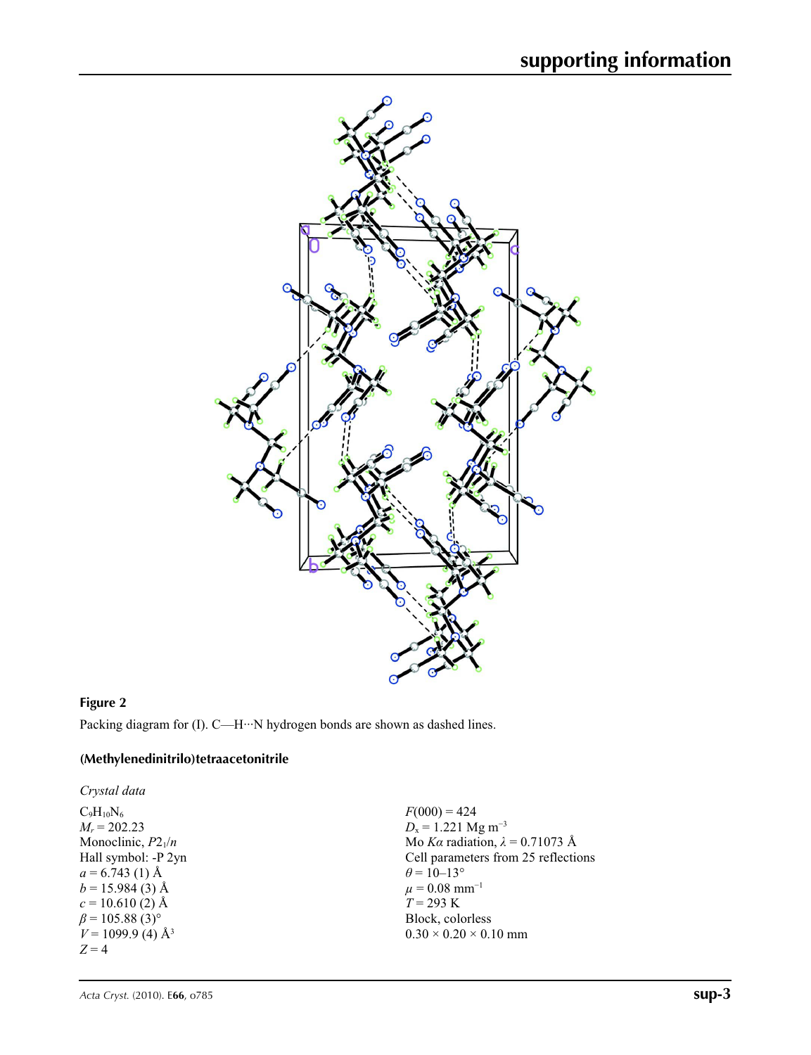**Figure 2**

Packing diagram for (I). C—H···N hydrogen bonds are shown as dashed lines.

## (Methylenedinitrilo)tetraacetonitrile

*Crystal data*

$C_9H_{10}N_6$
$M_r = 202.23$
Monoclinic, $P2_1/n$
Hall symbol: -P 2yn
$a = 6.743$ (1) Å
$b = 15.984$ (3) Å
$c = 10.610$ (2) Å
$\beta = 105.88$ (3)°
$V = 1099.9$ (4) Å$^3$
$Z = 4$

$F(000) = 424$
$D_x = 1.221$ Mg m$^{-3}$
Mo $K\alpha$ radiation, $\lambda = 0.71073$ Å
Cell parameters from 25 reflections
$\theta = 10$–13°
$\mu = 0.08$ mm$^{-1}$
$T = 293$ K
Block, colorless
0.30 × 0.20 × 0.10 mm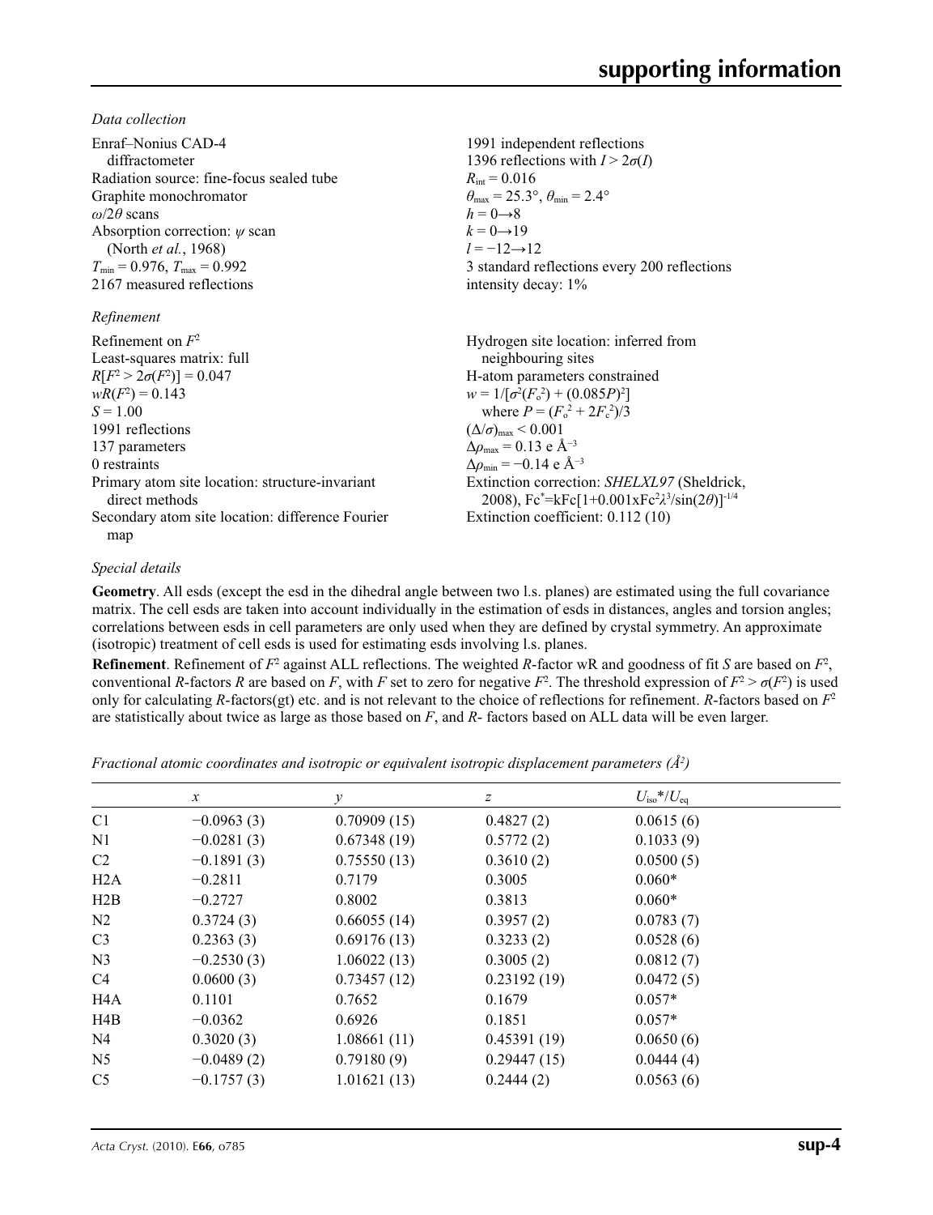*Data collection*

Enraf–Nonius CAD-4 diffractometer
Radiation source: fine-focus sealed tube
Graphite monochromator
$\omega/2\theta$ scans
Absorption correction: $\psi$ scan (North *et al.*, 1968)
$T_{min} = 0.976$, $T_{max} = 0.992$
2167 measured reflections

1991 independent reflections
1396 reflections with $I > 2\sigma(I)$
$R_{int} = 0.016$
$\theta_{max} = 25.3°$, $\theta_{min} = 2.4°$
$h = 0 \rightarrow 8$
$k = 0 \rightarrow 19$
$l = -12 \rightarrow 12$
3 standard reflections every 200 reflections
intensity decay: 1%

*Refinement*

Refinement on $F^2$
Least-squares matrix: full
$R[F^2 > 2\sigma(F^2)] = 0.047$
$wR(F^2) = 0.143$
$S = 1.00$
1991 reflections
137 parameters
0 restraints
Primary atom site location: structure-invariant direct methods
Secondary atom site location: difference Fourier map

Hydrogen site location: inferred from neighbouring sites
H-atom parameters constrained
$w = 1/[\sigma^2(F_o^2) + (0.085P)^2]$
where $P = (F_o^2 + 2F_c^2)/3$
$(\Delta/\sigma)_{max} < 0.001$
$\Delta\rho_{max} = 0.13$ e Å$^{-3}$
$\Delta\rho_{min} = -0.14$ e Å$^{-3}$
Extinction correction: *SHELXL97* (Sheldrick, 2008), $Fc^* = kFc[1+0.001xFc^2\lambda^3/\sin(2\theta)]^{-1/4}$
Extinction coefficient: 0.112 (10)

*Special details*

**Geometry**. All esds (except the esd in the dihedral angle between two l.s. planes) are estimated using the full covariance matrix. The cell esds are taken into account individually in the estimation of esds in distances, angles and torsion angles; correlations between esds in cell parameters are only used when they are defined by crystal symmetry. An approximate (isotropic) treatment of cell esds is used for estimating esds involving l.s. planes.

**Refinement**. Refinement of $F^2$ against ALL reflections. The weighted $R$-factor wR and goodness of fit $S$ are based on $F^2$, conventional $R$-factors $R$ are based on $F$, with $F$ set to zero for negative $F^2$. The threshold expression of $F^2 > \sigma(F^2)$ is used only for calculating $R$-factors(gt) etc. and is not relevant to the choice of reflections for refinement. $R$-factors based on $F^2$ are statistically about twice as large as those based on $F$, and $R$- factors based on ALL data will be even larger.

*Fractional atomic coordinates and isotropic or equivalent isotropic displacement parameters (Å$^2$)*

| | $x$ | $y$ | $z$ | $U_{iso}$\*/$U_{eq}$ |
|---|---|---|---|---|
| C1 | −0.0963 (3) | 0.70909 (15) | 0.4827 (2) | 0.0615 (6) |
| N1 | −0.0281 (3) | 0.67348 (19) | 0.5772 (2) | 0.1033 (9) |
| C2 | −0.1891 (3) | 0.75550 (13) | 0.3610 (2) | 0.0500 (5) |
| H2A | −0.2811 | 0.7179 | 0.3005 | 0.060\* |
| H2B | −0.2727 | 0.8002 | 0.3813 | 0.060\* |
| N2 | 0.3724 (3) | 0.66055 (14) | 0.3957 (2) | 0.0783 (7) |
| C3 | 0.2363 (3) | 0.69176 (13) | 0.3233 (2) | 0.0528 (6) |
| N3 | −0.2530 (3) | 1.06022 (13) | 0.3005 (2) | 0.0812 (7) |
| C4 | 0.0600 (3) | 0.73457 (12) | 0.23192 (19) | 0.0472 (5) |
| H4A | 0.1101 | 0.7652 | 0.1679 | 0.057\* |
| H4B | −0.0362 | 0.6926 | 0.1851 | 0.057\* |
| N4 | 0.3020 (3) | 1.08661 (11) | 0.45391 (19) | 0.0650 (6) |
| N5 | −0.0489 (2) | 0.79180 (9) | 0.29447 (15) | 0.0444 (4) |
| C5 | −0.1757 (3) | 1.01621 (13) | 0.2444 (2) | 0.0563 (6) |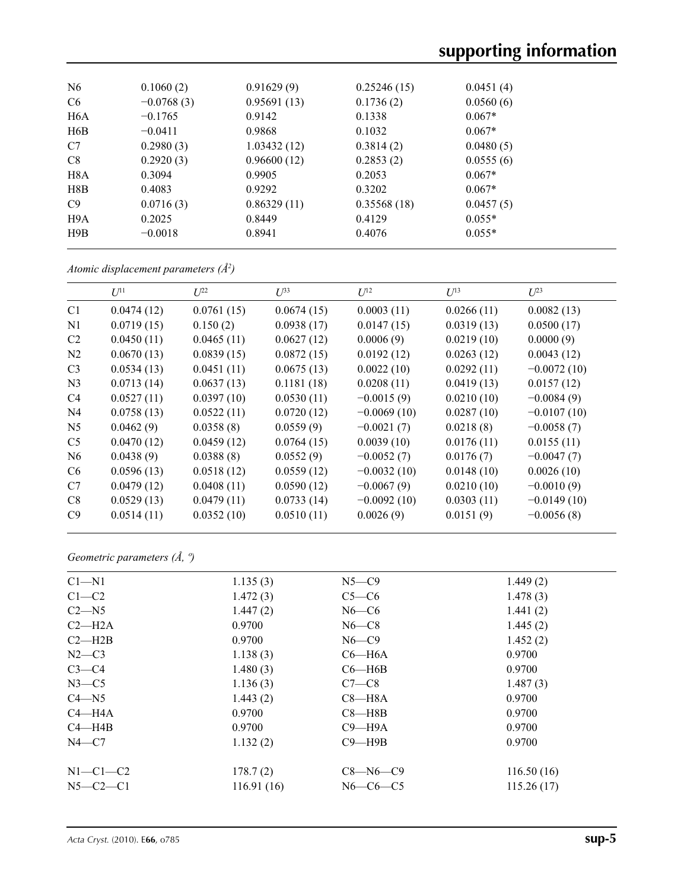| | | | | |
|---|---|---|---|---|
| N6 | 0.1060 (2) | 0.91629 (9) | 0.25246 (15) | 0.0451 (4) |
| C6 | −0.0768 (3) | 0.95691 (13) | 0.1736 (2) | 0.0560 (6) |
| H6A | −0.1765 | 0.9142 | 0.1338 | 0.067* |
| H6B | −0.0411 | 0.9868 | 0.1032 | 0.067* |
| C7 | 0.2980 (3) | 1.03432 (12) | 0.3814 (2) | 0.0480 (5) |
| C8 | 0.2920 (3) | 0.96600 (12) | 0.2853 (2) | 0.0555 (6) |
| H8A | 0.3094 | 0.9905 | 0.2053 | 0.067* |
| H8B | 0.4083 | 0.9292 | 0.3202 | 0.067* |
| C9 | 0.0716 (3) | 0.86329 (11) | 0.35568 (18) | 0.0457 (5) |
| H9A | 0.2025 | 0.8449 | 0.4129 | 0.055* |
| H9B | −0.0018 | 0.8941 | 0.4076 | 0.055* |

*Atomic displacement parameters ($Å^2$)*

| | $U^{11}$ | $U^{22}$ | $U^{33}$ | $U^{12}$ | $U^{13}$ | $U^{23}$ |
|---|---|---|---|---|---|---|
| C1 | 0.0474 (12) | 0.0761 (15) | 0.0674 (15) | 0.0003 (11) | 0.0266 (11) | 0.0082 (13) |
| N1 | 0.0719 (15) | 0.150 (2) | 0.0938 (17) | 0.0147 (15) | 0.0319 (13) | 0.0500 (17) |
| C2 | 0.0450 (11) | 0.0465 (11) | 0.0627 (12) | 0.0006 (9) | 0.0219 (10) | 0.0000 (9) |
| N2 | 0.0670 (13) | 0.0839 (15) | 0.0872 (15) | 0.0192 (12) | 0.0263 (12) | 0.0043 (12) |
| C3 | 0.0534 (13) | 0.0451 (11) | 0.0675 (13) | 0.0022 (10) | 0.0292 (11) | −0.0072 (10) |
| N3 | 0.0713 (14) | 0.0637 (13) | 0.1181 (18) | 0.0208 (11) | 0.0419 (13) | 0.0157 (12) |
| C4 | 0.0527 (11) | 0.0397 (10) | 0.0530 (11) | −0.0015 (9) | 0.0210 (10) | −0.0084 (9) |
| N4 | 0.0758 (13) | 0.0522 (11) | 0.0720 (12) | −0.0069 (10) | 0.0287 (10) | −0.0107 (10) |
| N5 | 0.0462 (9) | 0.0358 (8) | 0.0559 (9) | −0.0021 (7) | 0.0218 (8) | −0.0058 (7) |
| C5 | 0.0470 (12) | 0.0459 (12) | 0.0764 (15) | 0.0039 (10) | 0.0176 (11) | 0.0155 (11) |
| N6 | 0.0438 (9) | 0.0388 (8) | 0.0552 (9) | −0.0052 (7) | 0.0176 (7) | −0.0047 (7) |
| C6 | 0.0596 (13) | 0.0518 (12) | 0.0559 (12) | −0.0032 (10) | 0.0148 (10) | 0.0026 (10) |
| C7 | 0.0479 (12) | 0.0408 (11) | 0.0590 (12) | −0.0067 (9) | 0.0210 (10) | −0.0010 (9) |
| C8 | 0.0529 (13) | 0.0479 (11) | 0.0733 (14) | −0.0092 (10) | 0.0303 (11) | −0.0149 (10) |
| C9 | 0.0514 (11) | 0.0352 (10) | 0.0510 (11) | 0.0026 (9) | 0.0151 (9) | −0.0056 (8) |

*Geometric parameters (Å, º)*

| | | | |
|---|---|---|---|
| C1—N1 | 1.135 (3) | N5—C9 | 1.449 (2) |
| C1—C2 | 1.472 (3) | C5—C6 | 1.478 (3) |
| C2—N5 | 1.447 (2) | N6—C6 | 1.441 (2) |
| C2—H2A | 0.9700 | N6—C8 | 1.445 (2) |
| C2—H2B | 0.9700 | N6—C9 | 1.452 (2) |
| N2—C3 | 1.138 (3) | C6—H6A | 0.9700 |
| C3—C4 | 1.480 (3) | C6—H6B | 0.9700 |
| N3—C5 | 1.136 (3) | C7—C8 | 1.487 (3) |
| C4—N5 | 1.443 (2) | C8—H8A | 0.9700 |
| C4—H4A | 0.9700 | C8—H8B | 0.9700 |
| C4—H4B | 0.9700 | C9—H9A | 0.9700 |
| N4—C7 | 1.132 (2) | C9—H9B | 0.9700 |
| | | | |
| N1—C1—C2 | 178.7 (2) | C8—N6—C9 | 116.50 (16) |
| N5—C2—C1 | 116.91 (16) | N6—C6—C5 | 115.26 (17) |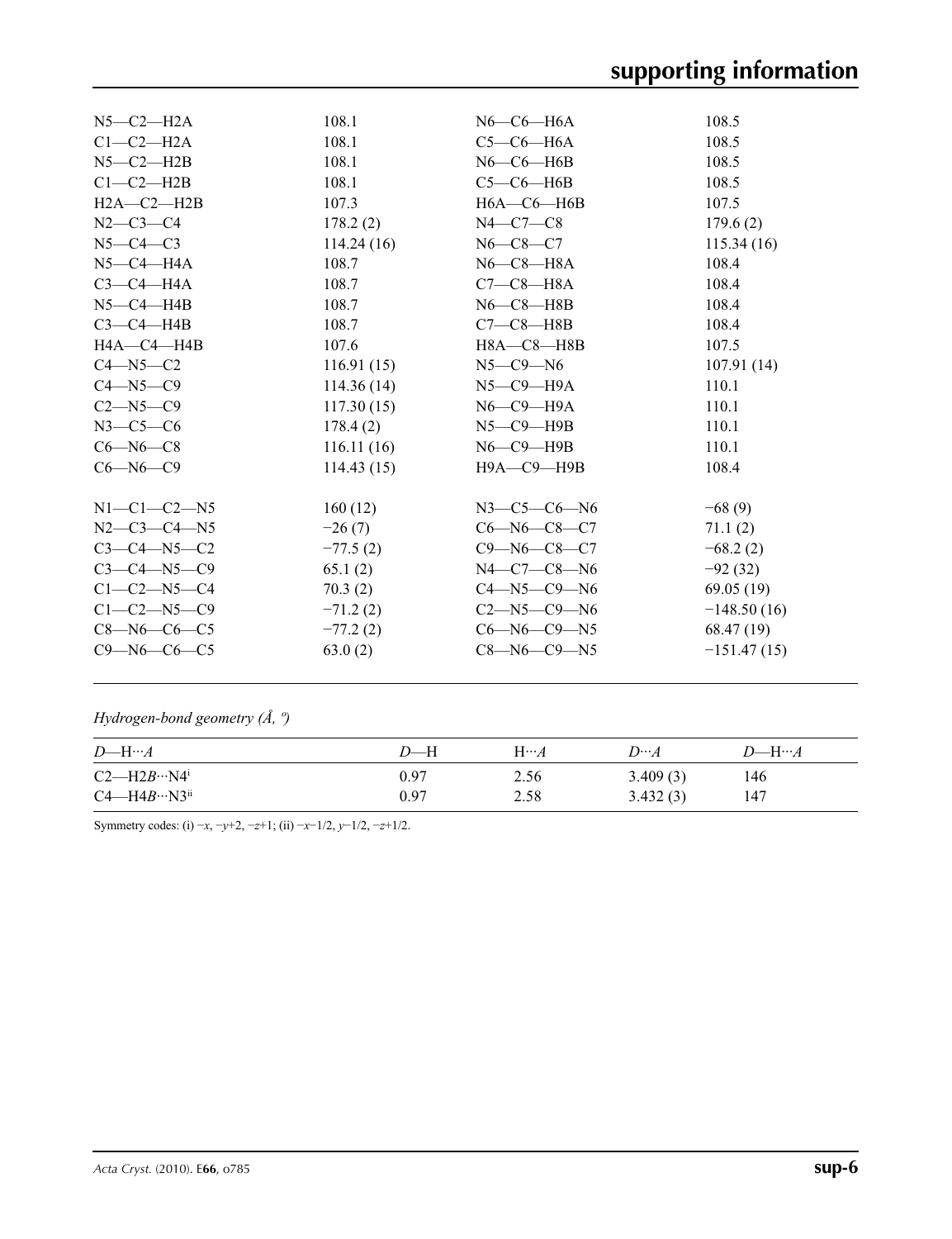| | | | |
|---|---|---|---|
| N5—C2—H2A | 108.1 | N6—C6—H6A | 108.5 |
| C1—C2—H2A | 108.1 | C5—C6—H6A | 108.5 |
| N5—C2—H2B | 108.1 | N6—C6—H6B | 108.5 |
| C1—C2—H2B | 108.1 | C5—C6—H6B | 108.5 |
| H2A—C2—H2B | 107.3 | H6A—C6—H6B | 107.5 |
| N2—C3—C4 | 178.2 (2) | N4—C7—C8 | 179.6 (2) |
| N5—C4—C3 | 114.24 (16) | N6—C8—C7 | 115.34 (16) |
| N5—C4—H4A | 108.7 | N6—C8—H8A | 108.4 |
| C3—C4—H4A | 108.7 | C7—C8—H8A | 108.4 |
| N5—C4—H4B | 108.7 | N6—C8—H8B | 108.4 |
| C3—C4—H4B | 108.7 | C7—C8—H8B | 108.4 |
| H4A—C4—H4B | 107.6 | H8A—C8—H8B | 107.5 |
| C4—N5—C2 | 116.91 (15) | N5—C9—N6 | 107.91 (14) |
| C4—N5—C9 | 114.36 (14) | N5—C9—H9A | 110.1 |
| C2—N5—C9 | 117.30 (15) | N6—C9—H9A | 110.1 |
| N3—C5—C6 | 178.4 (2) | N5—C9—H9B | 110.1 |
| C6—N6—C8 | 116.11 (16) | N6—C9—H9B | 110.1 |
| C6—N6—C9 | 114.43 (15) | H9A—C9—H9B | 108.4 |
| | | | |
| N1—C1—C2—N5 | 160 (12) | N3—C5—C6—N6 | −68 (9) |
| N2—C3—C4—N5 | −26 (7) | C6—N6—C8—C7 | 71.1 (2) |
| C3—C4—N5—C2 | −77.5 (2) | C9—N6—C8—C7 | −68.2 (2) |
| C3—C4—N5—C9 | 65.1 (2) | N4—C7—C8—N6 | −92 (32) |
| C1—C2—N5—C4 | 70.3 (2) | C4—N5—C9—N6 | 69.05 (19) |
| C1—C2—N5—C9 | −71.2 (2) | C2—N5—C9—N6 | −148.50 (16) |
| C8—N6—C6—C5 | −77.2 (2) | C6—N6—C9—N5 | 68.47 (19) |
| C9—N6—C6—C5 | 63.0 (2) | C8—N6—C9—N5 | −151.47 (15) |

*Hydrogen-bond geometry (Å, º)*

| *D*—H···*A* | *D*—H | H···*A* | *D*···*A* | *D*—H···*A* |
|---|---|---|---|---|
| C2—H2*B*···N4[i] | 0.97 | 2.56 | 3.409 (3) | 146 |
| C4—H4*B*···N3[ii] | 0.97 | 2.58 | 3.432 (3) | 147 |

Symmetry codes: (i) −*x*, −*y*+2, −*z*+1; (ii) −*x*−1/2, *y*−1/2, −*z*+1/2.